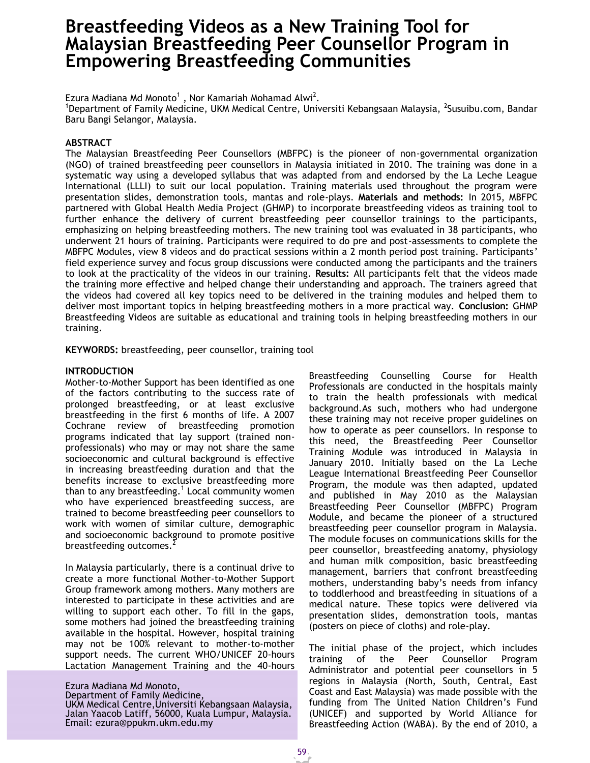# Breastfeeding Videos as a New Training Tool for Malaysian Breastfeeding Peer Counsellor Program in Empowering Breastfeeding Communities

Ezura Madiana Md Monoto[1] , Nor Kamariah Mohamad Alwi[2].

[1]Department of Family Medicine, UKM Medical Centre, Universiti Kebangsaan Malaysia, [2]Susuibu.com, Bandar Baru Bangi Selangor, Malaysia.

## ABSTRACT

The Malaysian Breastfeeding Peer Counsellors (MBFPC) is the pioneer of non-governmental organization (NGO) of trained breastfeeding peer counsellors in Malaysia initiated in 2010. The training was done in a systematic way using a developed syllabus that was adapted from and endorsed by the La Leche League International (LLLI) to suit our local population. Training materials used throughout the program were presentation slides, demonstration tools, mantas and role-plays. **Materials and methods:** In 2015, MBFPC partnered with Global Health Media Project (GHMP) to incorporate breastfeeding videos as training tool to further enhance the delivery of current breastfeeding peer counsellor trainings to the participants, emphasizing on helping breastfeeding mothers. The new training tool was evaluated in 38 participants, who underwent 21 hours of training. Participants were required to do pre and post-assessments to complete the MBFPC Modules, view 8 videos and do practical sessions within a 2 month period post training. Participants' field experience survey and focus group discussions were conducted among the participants and the trainers to look at the practicality of the videos in our training. **Results:** All participants felt that the videos made the training more effective and helped change their understanding and approach. The trainers agreed that the videos had covered all key topics need to be delivered in the training modules and helped them to deliver most important topics in helping breastfeeding mothers in a more practical way. **Conclusion:** GHMP Breastfeeding Videos are suitable as educational and training tools in helping breastfeeding mothers in our training.

**KEYWORDS:** breastfeeding, peer counsellor, training tool

## INTRODUCTION

Mother-to-Mother Support has been identified as one of the factors contributing to the success rate of prolonged breastfeeding, or at least exclusive breastfeeding in the first 6 months of life. A 2007 Cochrane review of breastfeeding promotion programs indicated that lay support (trained non-professionals) who may or may not share the same socioeconomic and cultural background is effective in increasing breastfeeding duration and that the benefits increase to exclusive breastfeeding more than to any breastfeeding.[1] Local community women who have experienced breastfeeding success, are trained to become breastfeeding peer counsellors to work with women of similar culture, demographic and socioeconomic background to promote positive breastfeeding outcomes.[2]

In Malaysia particularly, there is a continual drive to create a more functional Mother-to-Mother Support Group framework among mothers. Many mothers are interested to participate in these activities and are willing to support each other. To fill in the gaps, some mothers had joined the breastfeeding training available in the hospital. However, hospital training may not be 100% relevant to mother-to-mother support needs. The current WHO/UNICEF 20-hours Lactation Management Training and the 40-hours Breastfeeding Counselling Course for Health Professionals are conducted in the hospitals mainly to train the health professionals with medical background.As such, mothers who had undergone these training may not receive proper guidelines on how to operate as peer counsellors. In response to this need, the Breastfeeding Peer Counsellor Training Module was introduced in Malaysia in January 2010. Initially based on the La Leche League International Breastfeeding Peer Counsellor Program, the module was then adapted, updated and published in May 2010 as the Malaysian Breastfeeding Peer Counsellor (MBFPC) Program Module, and became the pioneer of a structured breastfeeding peer counsellor program in Malaysia. The module focuses on communications skills for the peer counsellor, breastfeeding anatomy, physiology and human milk composition, basic breastfeeding management, barriers that confront breastfeeding mothers, understanding baby's needs from infancy to toddlerhood and breastfeeding in situations of a medical nature. These topics were delivered via presentation slides, demonstration tools, mantas (posters on piece of cloths) and role-play.

The initial phase of the project, which includes training of the Peer Counsellor Program Administrator and potential peer counsellors in 5 regions in Malaysia (North, South, Central, East Coast and East Malaysia) was made possible with the funding from The United Nation Children's Fund (UNICEF) and supported by World Alliance for Breastfeeding Action (WABA). By the end of 2010, a

Ezura Madiana Md Monoto,
Department of Family Medicine,
UKM Medical Centre,Universiti Kebangsaan Malaysia,
Jalan Yaacob Latiff, 56000, Kuala Lumpur, Malaysia.
Email: ezura@ppukm.ukm.edu.my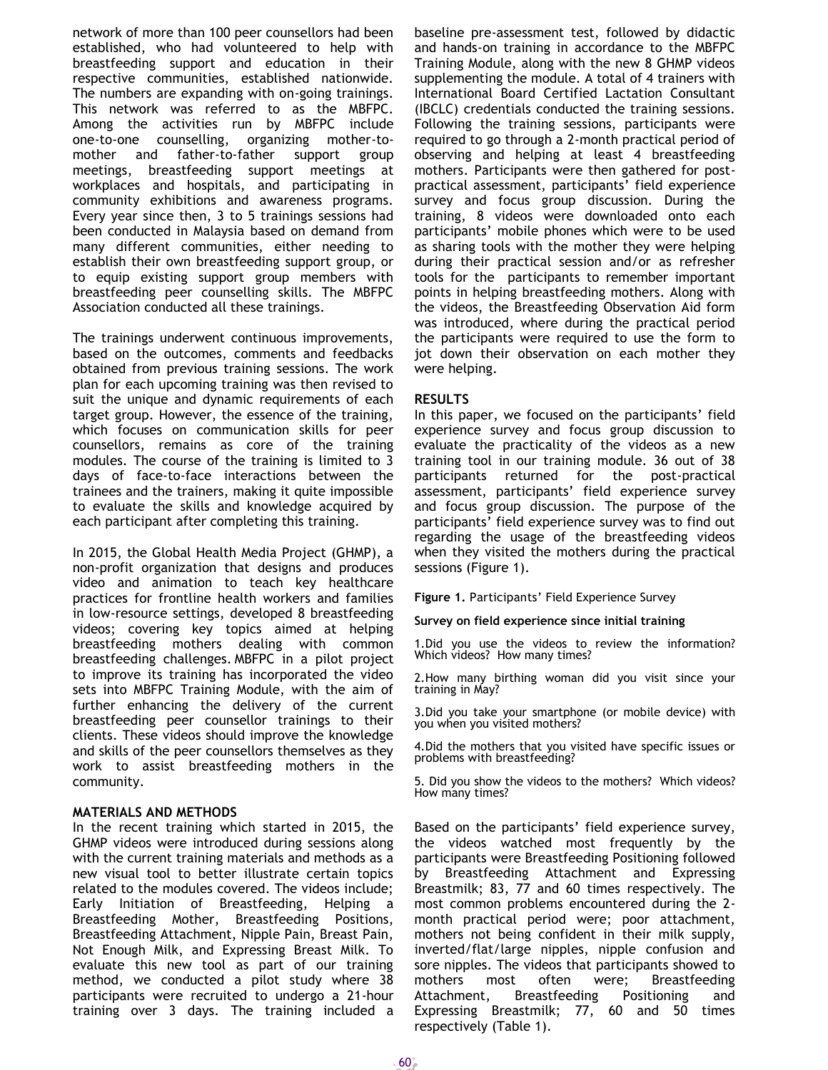network of more than 100 peer counsellors had been established, who had volunteered to help with breastfeeding support and education in their respective communities, established nationwide. The numbers are expanding with on-going trainings. This network was referred to as the MBFPC. Among the activities run by MBFPC include one-to-one counselling, organizing mother-to-mother and father-to-father support group meetings, breastfeeding support meetings at workplaces and hospitals, and participating in community exhibitions and awareness programs. Every year since then, 3 to 5 trainings sessions had been conducted in Malaysia based on demand from many different communities, either needing to establish their own breastfeeding support group, or to equip existing support group members with breastfeeding peer counselling skills. The MBFPC Association conducted all these trainings.

The trainings underwent continuous improvements, based on the outcomes, comments and feedbacks obtained from previous training sessions. The work plan for each upcoming training was then revised to suit the unique and dynamic requirements of each target group. However, the essence of the training, which focuses on communication skills for peer counsellors, remains as core of the training modules. The course of the training is limited to 3 days of face-to-face interactions between the trainees and the trainers, making it quite impossible to evaluate the skills and knowledge acquired by each participant after completing this training.

In 2015, the Global Health Media Project (GHMP), a non-profit organization that designs and produces video and animation to teach key healthcare practices for frontline health workers and families in low-resource settings, developed 8 breastfeeding videos; covering key topics aimed at helping breastfeeding mothers dealing with common breastfeeding challenges. MBFPC in a pilot project to improve its training has incorporated the video sets into MBFPC Training Module, with the aim of further enhancing the delivery of the current breastfeeding peer counsellor trainings to their clients. These videos should improve the knowledge and skills of the peer counsellors themselves as they work to assist breastfeeding mothers in the community.

## MATERIALS AND METHODS

In the recent training which started in 2015, the GHMP videos were introduced during sessions along with the current training materials and methods as a new visual tool to better illustrate certain topics related to the modules covered. The videos include; Early Initiation of Breastfeeding, Helping a Breastfeeding Mother, Breastfeeding Positions, Breastfeeding Attachment, Nipple Pain, Breast Pain, Not Enough Milk, and Expressing Breast Milk. To evaluate this new tool as part of our training method, we conducted a pilot study where 38 participants were recruited to undergo a 21-hour training over 3 days. The training included a baseline pre-assessment test, followed by didactic and hands-on training in accordance to the MBFPC Training Module, along with the new 8 GHMP videos supplementing the module. A total of 4 trainers with International Board Certified Lactation Consultant (IBCLC) credentials conducted the training sessions. Following the training sessions, participants were required to go through a 2-month practical period of observing and helping at least 4 breastfeeding mothers. Participants were then gathered for post-practical assessment, participants' field experience survey and focus group discussion. During the training, 8 videos were downloaded onto each participants' mobile phones which were to be used as sharing tools with the mother they were helping during their practical session and/or as refresher tools for the participants to remember important points in helping breastfeeding mothers. Along with the videos, the Breastfeeding Observation Aid form was introduced, where during the practical period the participants were required to use the form to jot down their observation on each mother they were helping.

## RESULTS

In this paper, we focused on the participants' field experience survey and focus group discussion to evaluate the practicality of the videos as a new training tool in our training module. 36 out of 38 participants returned for the post-practical assessment, participants' field experience survey and focus group discussion. The purpose of the participants' field experience survey was to find out regarding the usage of the breastfeeding videos when they visited the mothers during the practical sessions (Figure 1).

**Figure 1.** Participants' Field Experience Survey

**Survey on field experience since initial training**

1. Did you use the videos to review the information? Which videos? How many times?

2. How many birthing woman did you visit since your training in May?

3. Did you take your smartphone (or mobile device) with you when you visited mothers?

4. Did the mothers that you visited have specific issues or problems with breastfeeding?

5. Did you show the videos to the mothers? Which videos? How many times?

Based on the participants' field experience survey, the videos watched most frequently by the participants were Breastfeeding Positioning followed by Breastfeeding Attachment and Expressing Breastmilk; 83, 77 and 60 times respectively. The most common problems encountered during the 2-month practical period were; poor attachment, mothers not being confident in their milk supply, inverted/flat/large nipples, nipple confusion and sore nipples. The videos that participants showed to mothers most often were; Breastfeeding Attachment, Breastfeeding Positioning and Expressing Breastmilk; 77, 60 and 50 times respectively (Table 1).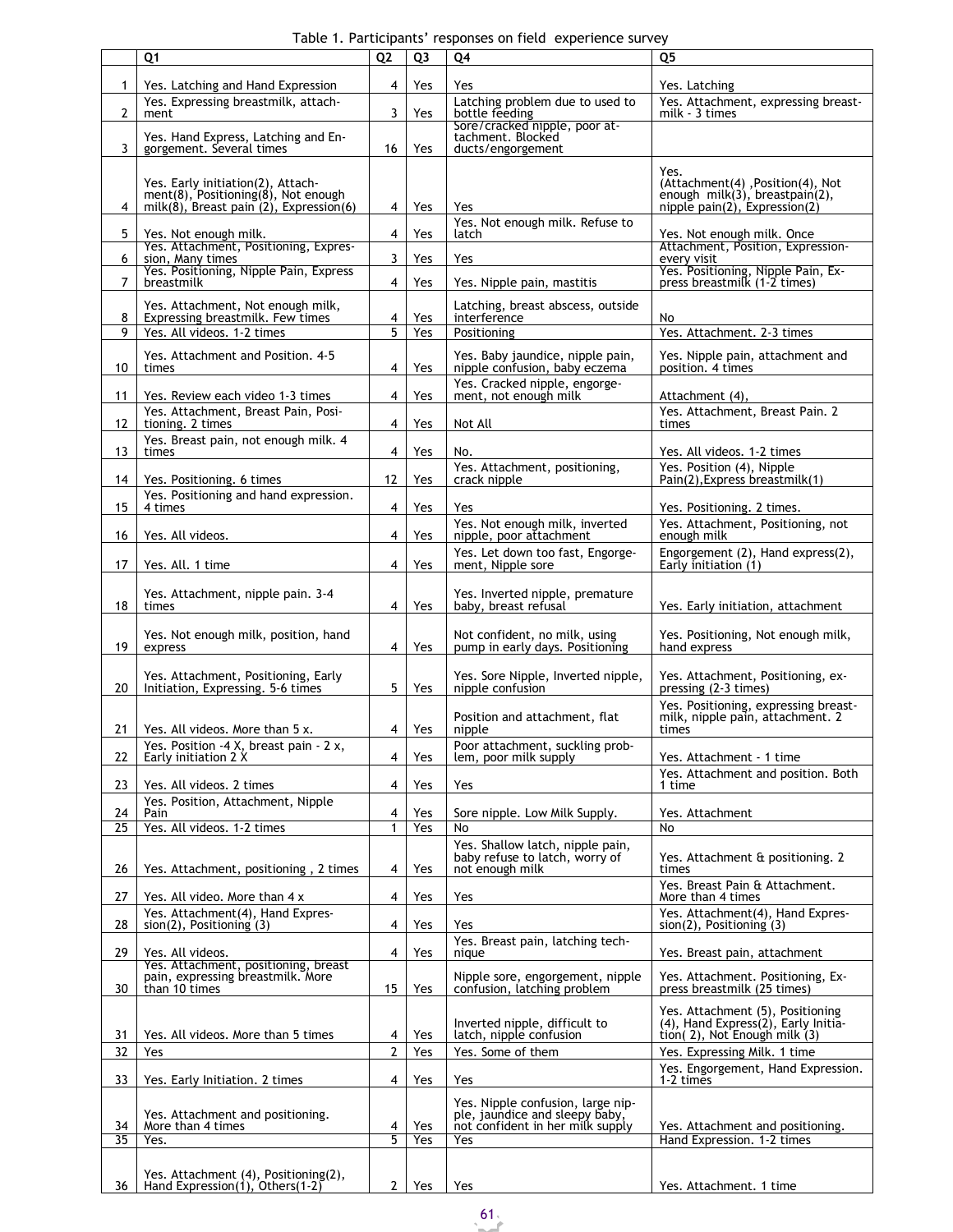Table 1. Participants' responses on field experience survey

| | Q1 | Q2 | Q3 | Q4 | Q5 |
|---|---|---|---|---|---|
| 1 | Yes. Latching and Hand Expression | 4 | Yes | Yes | Yes. Latching |
| 2 | Yes. Expressing breastmilk, attachment | 3 | Yes | Latching problem due to used to bottle feeding | Yes. Attachment, expressing breastmilk - 3 times |
| 3 | Yes. Hand Express, Latching and Engorgement. Several times | 16 | Yes | Sore/cracked nipple, poor attachment. Blocked ducts/engorgement | |
| 4 | Yes. Early initiation(2), Attachment(8), Positioning(8), Not enough milk(8), Breast pain (2), Expression(6) | 4 | Yes | Yes | Yes. (Attachment(4) ,Position(4), Not enough milk(3), breastpain(2), nipple pain(2), Expression(2) |
| 5 | Yes. Not enough milk. | 4 | Yes | Yes. Not enough milk. Refuse to latch | Yes. Not enough milk. Once |
| 6 | Yes. Attachment, Positioning, Expression, Many times | 3 | Yes | Yes | Attachment, Position, Expression- every visit |
| 7 | Yes. Positioning, Nipple Pain, Express breastmilk | 4 | Yes | Yes. Nipple pain, mastitis | Yes. Positioning, Nipple Pain, Express breastmilk (1-2 times) |
| 8 | Yes. Attachment, Not enough milk, Expressing breastmilk. Few times | 4 | Yes | Latching, breast abscess, outside interference | No |
| 9 | Yes. All videos. 1-2 times | 5 | Yes | Positioning | Yes. Attachment. 2-3 times |
| 10 | Yes. Attachment and Position. 4-5 times | 4 | Yes | Yes. Baby jaundice, nipple pain, nipple confusion, baby eczema | Yes. Nipple pain, attachment and position. 4 times |
| 11 | Yes. Review each video 1-3 times | 4 | Yes | Yes. Cracked nipple, engorgement, not enough milk | Attachment (4), |
| 12 | Yes. Attachment, Breast Pain, Positioning. 2 times | 4 | Yes | Not All | Yes. Attachment, Breast Pain. 2 times |
| 13 | Yes. Breast pain, not enough milk. 4 times | 4 | Yes | No. | Yes. All videos. 1-2 times |
| 14 | Yes. Positioning. 6 times | 12 | Yes | Yes. Attachment, positioning, crack nipple | Yes. Position (4), Nipple Pain(2),Express breastmilk(1) |
| 15 | Yes. Positioning and hand expression. 4 times | 4 | Yes | Yes | Yes. Positioning. 2 times. |
| 16 | Yes. All videos. | 4 | Yes | Yes. Not enough milk, inverted nipple, poor attachment | Yes. Attachment, Positioning, not enough milk |
| 17 | Yes. All. 1 time | 4 | Yes | Yes. Let down too fast, Engorgement, Nipple sore | Engorgement (2), Hand express(2), Early initiation (1) |
| 18 | Yes. Attachment, nipple pain. 3-4 times | 4 | Yes | Yes. Inverted nipple, premature baby, breast refusal | Yes. Early initiation, attachment |
| 19 | Yes. Not enough milk, position, hand express | 4 | Yes | Not confident, no milk, using pump in early days. Positioning | Yes. Positioning, Not enough milk, hand express |
| 20 | Yes. Attachment, Positioning, Early Initiation, Expressing. 5-6 times | 5 | Yes | Yes. Sore Nipple, Inverted nipple, nipple confusion | Yes. Attachment, Positioning, expressing (2-3 times) |
| 21 | Yes. All videos. More than 5 x. | 4 | Yes | Position and attachment, flat nipple | Yes. Positioning, expressing breastmilk, nipple pain, attachment. 2 times |
| 22 | Yes. Position -4 X, breast pain - 2 x, Early initiation 2 X | 4 | Yes | Poor attachment, suckling problem, poor milk supply | Yes. Attachment - 1 time |
| 23 | Yes. All videos. 2 times | 4 | Yes | Yes | Yes. Attachment and position. Both 1 time |
| 24 | Yes. Position, Attachment, Nipple Pain | 4 | Yes | Sore nipple. Low Milk Supply. | Yes. Attachment |
| 25 | Yes. All videos. 1-2 times | 1 | Yes | No | No |
| 26 | Yes. Attachment, positioning , 2 times | 4 | Yes | Yes. Shallow latch, nipple pain, baby refuse to latch, worry of not enough milk | Yes. Attachment & positioning. 2 times |
| 27 | Yes. All video. More than 4 x | 4 | Yes | Yes | Yes. Breast Pain & Attachment. More than 4 times |
| 28 | Yes. Attachment(4), Hand Expression(2), Positioning (3) | 4 | Yes | Yes | Yes. Attachment(4), Hand Expression(2), Positioning (3) |
| 29 | Yes. All videos. | 4 | Yes | Yes. Breast pain, latching technique | Yes. Breast pain, attachment |
| 30 | Yes. Attachment, positioning, breast pain, expressing breastmilk. More than 10 times | 15 | Yes | Nipple sore, engorgement, nipple confusion, latching problem | Yes. Attachment. Positioning, Express breastmilk (25 times) |
| 31 | Yes. All videos. More than 5 times | 4 | Yes | Inverted nipple, difficult to latch, nipple confusion | Yes. Attachment (5), Positioning (4), Hand Express(2), Early Initiation( 2), Not Enough milk (3) |
| 32 | Yes | 2 | Yes | Yes. Some of them | Yes. Expressing Milk. 1 time |
| 33 | Yes. Early Initiation. 2 times | 4 | Yes | Yes | Yes. Engorgement, Hand Expression. 1-2 times |
| 34 | Yes. Attachment and positioning. More than 4 times | 4 | Yes | Yes. Nipple confusion, large nipple, jaundice and sleepy baby, not confident in her milk supply | Yes. Attachment and positioning. |
| 35 | Yes. | 5 | Yes | Yes | Hand Expression. 1-2 times |
| 36 | Yes. Attachment (4), Positioning(2), Hand Expression(1), Others(1-2) | 2 | Yes | Yes | Yes. Attachment. 1 time |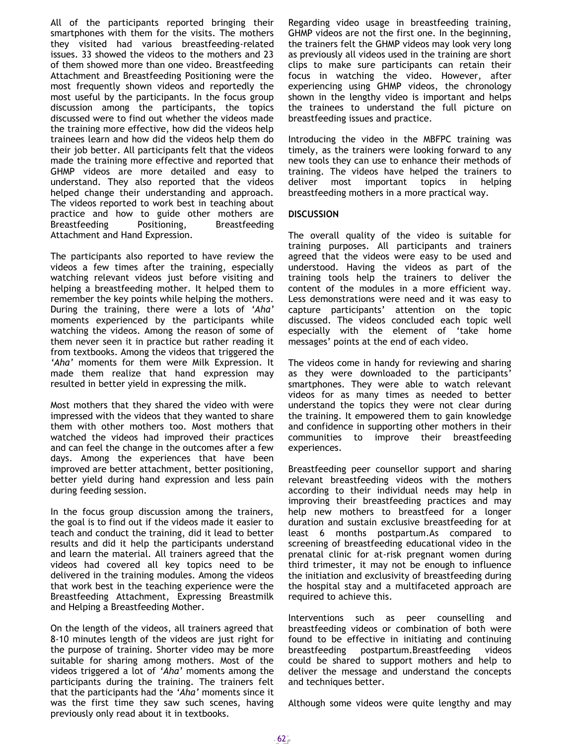All of the participants reported bringing their smartphones with them for the visits. The mothers they visited had various breastfeeding-related issues. 33 showed the videos to the mothers and 23 of them showed more than one video. Breastfeeding Attachment and Breastfeeding Positioning were the most frequently shown videos and reportedly the most useful by the participants. In the focus group discussion among the participants, the topics discussed were to find out whether the videos made the training more effective, how did the videos help trainees learn and how did the videos help them do their job better. All participants felt that the videos made the training more effective and reported that GHMP videos are more detailed and easy to understand. They also reported that the videos helped change their understanding and approach. The videos reported to work best in teaching about practice and how to guide other mothers are Breastfeeding Positioning, Breastfeeding Attachment and Hand Expression.

The participants also reported to have review the videos a few times after the training, especially watching relevant videos just before visiting and helping a breastfeeding mother. It helped them to remember the key points while helping the mothers. During the training, there were a lots of *'Aha'* moments experienced by the participants while watching the videos. Among the reason of some of them never seen it in practice but rather reading it from textbooks. Among the videos that triggered the *'Aha'* moments for them were Milk Expression. It made them realize that hand expression may resulted in better yield in expressing the milk.

Most mothers that they shared the video with were impressed with the videos that they wanted to share them with other mothers too. Most mothers that watched the videos had improved their practices and can feel the change in the outcomes after a few days. Among the experiences that have been improved are better attachment, better positioning, better yield during hand expression and less pain during feeding session.

In the focus group discussion among the trainers, the goal is to find out if the videos made it easier to teach and conduct the training, did it lead to better results and did it help the participants understand and learn the material. All trainers agreed that the videos had covered all key topics need to be delivered in the training modules. Among the videos that work best in the teaching experience were the Breastfeeding Attachment, Expressing Breastmilk and Helping a Breastfeeding Mother.

On the length of the videos, all trainers agreed that 8-10 minutes length of the videos are just right for the purpose of training. Shorter video may be more suitable for sharing among mothers. Most of the videos triggered a lot of *'Aha'* moments among the participants during the training. The trainers felt that the participants had the *'Aha'* moments since it was the first time they saw such scenes, having previously only read about it in textbooks.

Regarding video usage in breastfeeding training, GHMP videos are not the first one. In the beginning, the trainers felt the GHMP videos may look very long as previously all videos used in the training are short clips to make sure participants can retain their focus in watching the video. However, after experiencing using GHMP videos, the chronology shown in the lengthy video is important and helps the trainees to understand the full picture on breastfeeding issues and practice.

Introducing the video in the MBFPC training was timely, as the trainers were looking forward to any new tools they can use to enhance their methods of training. The videos have helped the trainers to deliver most important topics in helping breastfeeding mothers in a more practical way.

## DISCUSSION

The overall quality of the video is suitable for training purposes. All participants and trainers agreed that the videos were easy to be used and understood. Having the videos as part of the training tools help the trainers to deliver the content of the modules in a more efficient way. Less demonstrations were need and it was easy to capture participants' attention on the topic discussed. The videos concluded each topic well especially with the element of 'take home messages' points at the end of each video.

The videos come in handy for reviewing and sharing as they were downloaded to the participants' smartphones. They were able to watch relevant videos for as many times as needed to better understand the topics they were not clear during the training. It empowered them to gain knowledge and confidence in supporting other mothers in their communities to improve their breastfeeding experiences.

Breastfeeding peer counsellor support and sharing relevant breastfeeding videos with the mothers according to their individual needs may help in improving their breastfeeding practices and may help new mothers to breastfeed for a longer duration and sustain exclusive breastfeeding for at least 6 months postpartum.As compared to screening of breastfeeding educational video in the prenatal clinic for at-risk pregnant women during third trimester, it may not be enough to influence the initiation and exclusivity of breastfeeding during the hospital stay and a multifaceted approach are required to achieve this.

Interventions such as peer counselling and breastfeeding videos or combination of both were found to be effective in initiating and continuing breastfeeding postpartum.Breastfeeding videos could be shared to support mothers and help to deliver the message and understand the concepts and techniques better.

Although some videos were quite lengthy and may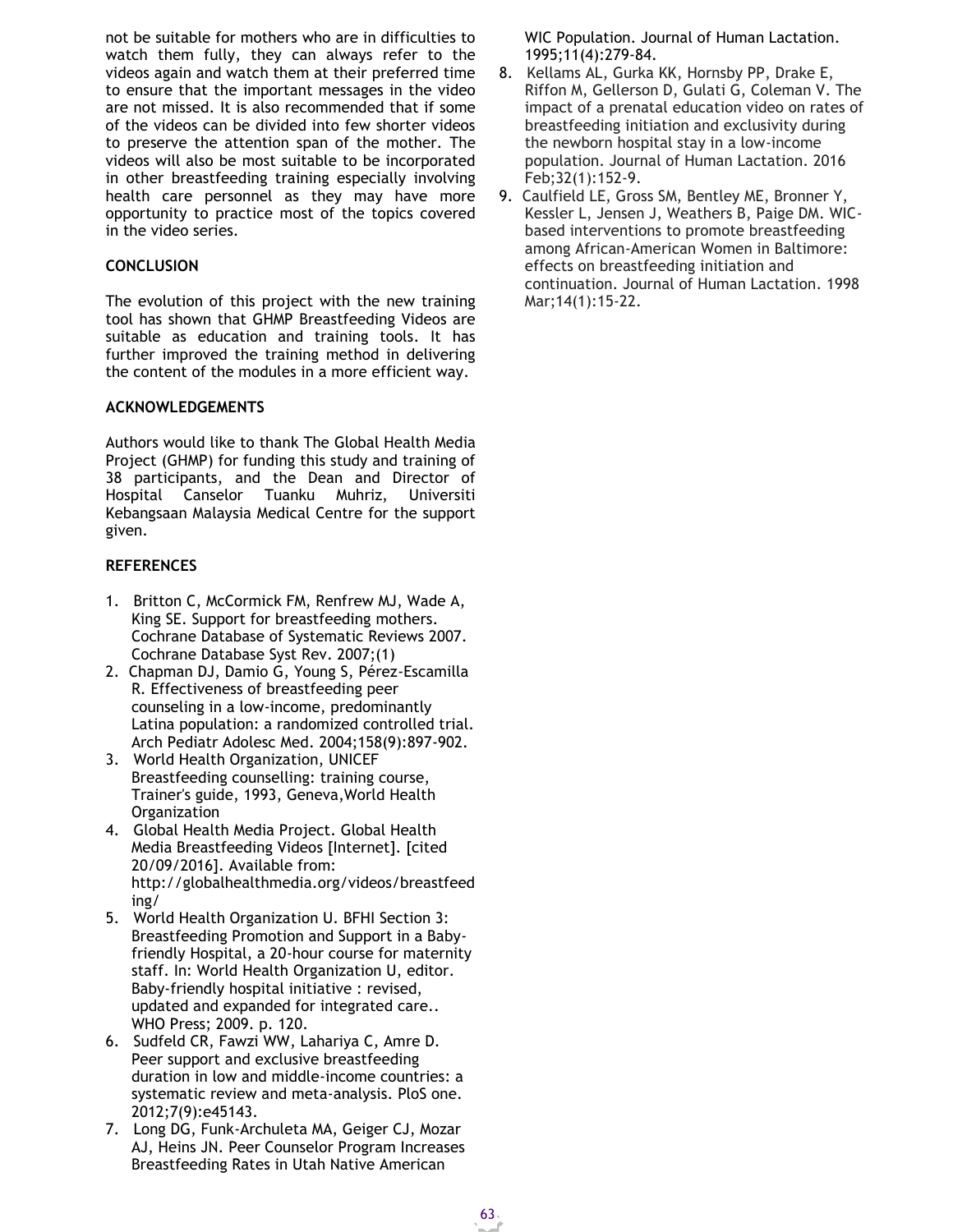not be suitable for mothers who are in difficulties to watch them fully, they can always refer to the videos again and watch them at their preferred time to ensure that the important messages in the video are not missed. It is also recommended that if some of the videos can be divided into few shorter videos to preserve the attention span of the mother. The videos will also be most suitable to be incorporated in other breastfeeding training especially involving health care personnel as they may have more opportunity to practice most of the topics covered in the video series.

## CONCLUSION

The evolution of this project with the new training tool has shown that GHMP Breastfeeding Videos are suitable as education and training tools. It has further improved the training method in delivering the content of the modules in a more efficient way.

## ACKNOWLEDGEMENTS

Authors would like to thank The Global Health Media Project (GHMP) for funding this study and training of 38 participants, and the Dean and Director of Hospital Canselor Tuanku Muhriz, Universiti Kebangsaan Malaysia Medical Centre for the support given.

## REFERENCES

1. Britton C, McCormick FM, Renfrew MJ, Wade A, King SE. Support for breastfeeding mothers. Cochrane Database of Systematic Reviews 2007. Cochrane Database Syst Rev. 2007;(1)
2. Chapman DJ, Damio G, Young S, Pérez-Escamilla R. Effectiveness of breastfeeding peer counseling in a low-income, predominantly Latina population: a randomized controlled trial. Arch Pediatr Adolesc Med. 2004;158(9):897-902.
3. World Health Organization, UNICEF Breastfeeding counselling: training course, Trainer's guide, 1993, Geneva,World Health Organization
4. Global Health Media Project. Global Health Media Breastfeeding Videos [Internet]. [cited 20/09/2016]. Available from: http://globalhealthmedia.org/videos/breastfeeding/
5. World Health Organization U. BFHI Section 3: Breastfeeding Promotion and Support in a Baby-friendly Hospital, a 20-hour course for maternity staff. In: World Health Organization U, editor. Baby-friendly hospital initiative : revised, updated and expanded for integrated care.. WHO Press; 2009. p. 120.
6. Sudfeld CR, Fawzi WW, Lahariya C, Amre D. Peer support and exclusive breastfeeding duration in low and middle-income countries: a systematic review and meta-analysis. PloS one. 2012;7(9):e45143.
7. Long DG, Funk-Archuleta MA, Geiger CJ, Mozar AJ, Heins JN. Peer Counselor Program Increases Breastfeeding Rates in Utah Native American WIC Population. Journal of Human Lactation. 1995;11(4):279-84.
8. Kellams AL, Gurka KK, Hornsby PP, Drake E, Riffon M, Gellerson D, Gulati G, Coleman V. The impact of a prenatal education video on rates of breastfeeding initiation and exclusivity during the newborn hospital stay in a low-income population. Journal of Human Lactation. 2016 Feb;32(1):152-9.
9. Caulfield LE, Gross SM, Bentley ME, Bronner Y, Kessler L, Jensen J, Weathers B, Paige DM. WIC-based interventions to promote breastfeeding among African-American Women in Baltimore: effects on breastfeeding initiation and continuation. Journal of Human Lactation. 1998 Mar;14(1):15-22.